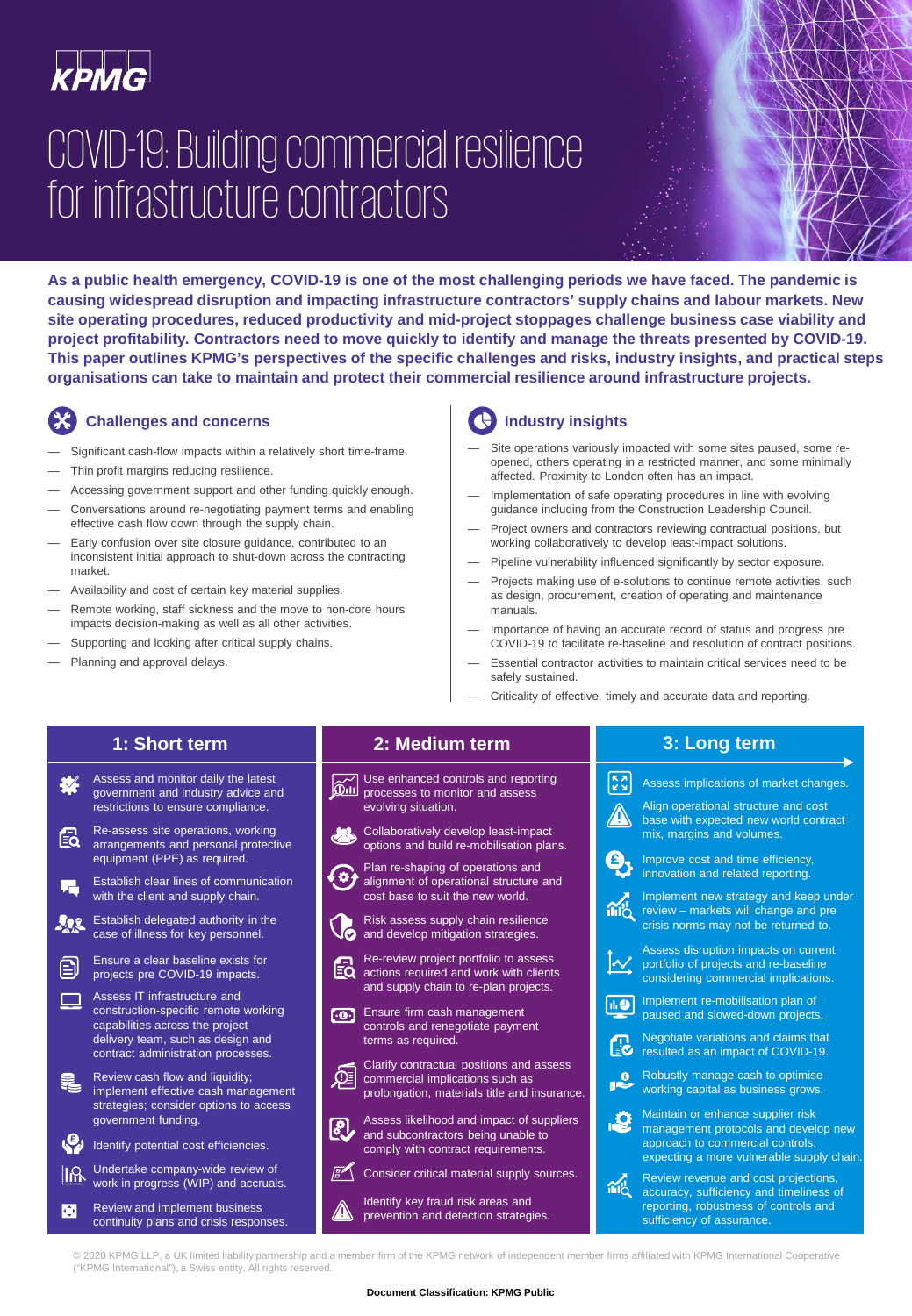# COVID-19: Building commercial resilience for infrastructure contractors

**As a public health emergency, COVID-19 is one of the most challenging periods we have faced. The pandemic is causing widespread disruption and impacting infrastructure contractors' supply chains and labour markets. New site operating procedures, reduced productivity and mid-project stoppages challenge business case viability and project profitability. Contractors need to move quickly to identify and manage the threats presented by COVID-19. This paper outlines KPMG's perspectives of the specific challenges and risks, industry insights, and practical steps organisations can take to maintain and protect their commercial resilience around infrastructure projects.**

## Challenges and concerns

- Significant cash-flow impacts within a relatively short time-frame.
- Thin profit margins reducing resilience.
- Accessing government support and other funding quickly enough.
- Conversations around re-negotiating payment terms and enabling effective cash flow down through the supply chain.
- Early confusion over site closure guidance, contributed to an inconsistent initial approach to shut-down across the contracting market.
- Availability and cost of certain key material supplies.
- Remote working, staff sickness and the move to non-core hours impacts decision-making as well as all other activities.
- Supporting and looking after critical supply chains.
- Planning and approval delays.

## Industry insights

- Site operations variously impacted with some sites paused, some re-opened, others operating in a restricted manner, and some minimally affected. Proximity to London often has an impact.
- Implementation of safe operating procedures in line with evolving guidance including from the Construction Leadership Council.
- Project owners and contractors reviewing contractual positions, but working collaboratively to develop least-impact solutions.
- Pipeline vulnerability influenced significantly by sector exposure.
- Projects making use of e-solutions to continue remote activities, such as design, procurement, creation of operating and maintenance manuals.
- Importance of having an accurate record of status and progress pre COVID-19 to facilitate re-baseline and resolution of contract positions.
- Essential contractor activities to maintain critical services need to be safely sustained.
- Criticality of effective, timely and accurate data and reporting.

## 1: Short term

- Assess and monitor daily the latest government and industry advice and restrictions to ensure compliance.
- Re-assess site operations, working arrangements and personal protective equipment (PPE) as required.
- Establish clear lines of communication with the client and supply chain.
- Establish delegated authority in the case of illness for key personnel.
- Ensure a clear baseline exists for projects pre COVID-19 impacts.
- Assess IT infrastructure and construction-specific remote working capabilities across the project delivery team, such as design and contract administration processes.
- Review cash flow and liquidity; implement effective cash management strategies; consider options to access government funding.
- Identify potential cost efficiencies.
- Undertake company-wide review of work in progress (WIP) and accruals.
- Review and implement business continuity plans and crisis responses.

## 2: Medium term

- Use enhanced controls and reporting processes to monitor and assess evolving situation.
- Collaboratively develop least-impact options and build re-mobilisation plans.
- Plan re-shaping of operations and alignment of operational structure and cost base to suit the new world.
- Risk assess supply chain resilience and develop mitigation strategies.
- Re-review project portfolio to assess actions required and work with clients and supply chain to re-plan projects.
- Ensure firm cash management controls and renegotiate payment terms as required.
- Clarify contractual positions and assess commercial implications such as prolongation, materials title and insurance.
- Assess likelihood and impact of suppliers and subcontractors being unable to comply with contract requirements.
- Consider critical material supply sources.
- Identify key fraud risk areas and prevention and detection strategies.

## 3: Long term

- Assess implications of market changes.
- Align operational structure and cost base with expected new world contract mix, margins and volumes.
- Improve cost and time efficiency, innovation and related reporting.
- Implement new strategy and keep under review – markets will change and pre crisis norms may not be returned to.
- Assess disruption impacts on current portfolio of projects and re-baseline considering commercial implications.
- Implement re-mobilisation plan of paused and slowed-down projects.
- Negotiate variations and claims that resulted as an impact of COVID-19.
- Robustly manage cash to optimise working capital as business grows.
- Maintain or enhance supplier risk management protocols and develop new approach to commercial controls, expecting a more vulnerable supply chain.
- Review revenue and cost projections, accuracy, sufficiency and timeliness of reporting, robustness of controls and sufficiency of assurance.

© 2020 KPMG LLP, a UK limited liability partnership and a member firm of the KPMG network of independent member firms affiliated with KPMG International Cooperative ("KPMG International"), a Swiss entity. All rights reserved.

**Document Classification: KPMG Public**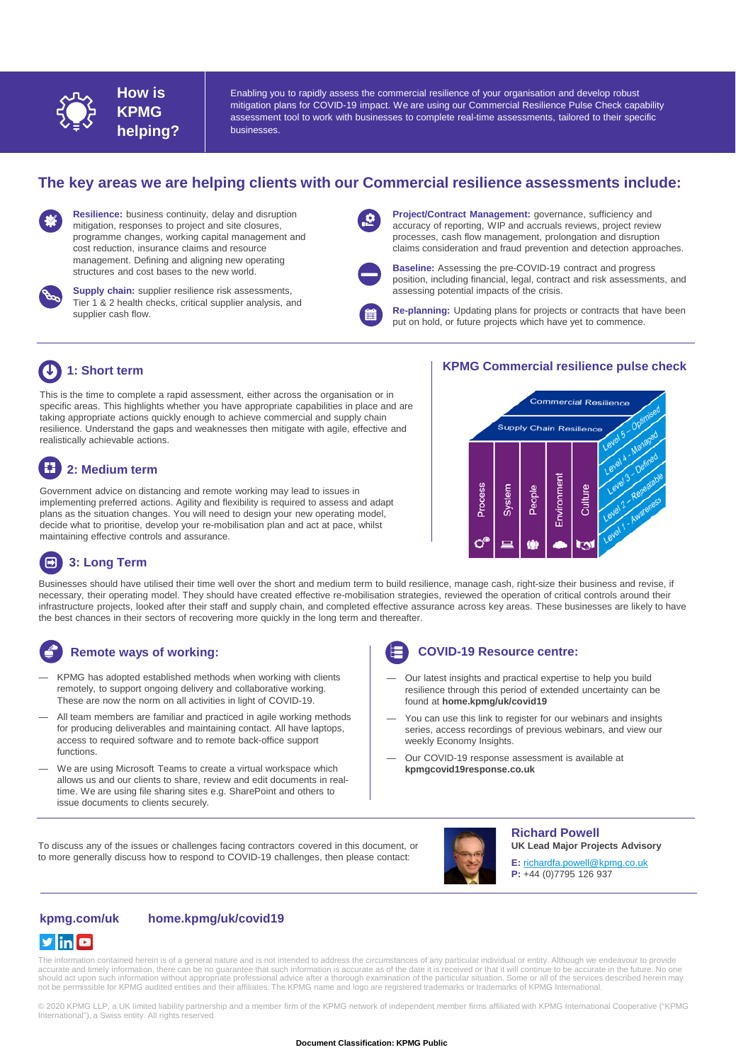## How is KPMG helping?

Enabling you to rapidly assess the commercial resilience of your organisation and develop robust mitigation plans for COVID-19 impact. We are using our Commercial Resilience Pulse Check capability assessment tool to work with businesses to complete real-time assessments, tailored to their specific businesses.

## The key areas we are helping clients with our Commercial resilience assessments include:

**Resilience:** business continuity, delay and disruption mitigation, responses to project and site closures, programme changes, working capital management and cost reduction, insurance claims and resource management. Defining and aligning new operating structures and cost bases to the new world.

**Supply chain:** supplier resilience risk assessments, Tier 1 & 2 health checks, critical supplier analysis, and supplier cash flow.

**Project/Contract Management:** governance, sufficiency and accuracy of reporting, WIP and accruals reviews, project review processes, cash flow management, prolongation and disruption claims consideration and fraud prevention and detection approaches.

**Baseline:** Assessing the pre-COVID-19 contract and progress position, including financial, legal, contract and risk assessments, and assessing potential impacts of the crisis.

**Re-planning:** Updating plans for projects or contracts that have been put on hold, or future projects which have yet to commence.

### 1: Short term

This is the time to complete a rapid assessment, either across the organisation or in specific areas. This highlights whether you have appropriate capabilities in place and are taking appropriate actions quickly enough to achieve commercial and supply chain resilience. Understand the gaps and weaknesses then mitigate with agile, effective and realistically achievable actions.

### 2: Medium term

Government advice on distancing and remote working may lead to issues in implementing preferred actions. Agility and flexibility is required to assess and adapt plans as the situation changes. You will need to design your new operating model, decide what to prioritise, develop your re-mobilisation plan and act at pace, whilst maintaining effective controls and assurance.

### KPMG Commercial resilience pulse check

Commercial Resilience
Supply Chain Resilience
Process
System
People
Environment
Culture
Level 5 – Optimised
Level 4 – Managed
Level 3 – Defined
Level 2 – Repeatable
Level 1 – Awareness

### 3: Long Term

Businesses should have utilised their time well over the short and medium term to build resilience, manage cash, right-size their business and revise, if necessary, their operating model. They should have created effective re-mobilisation strategies, reviewed the operation of critical controls around their infrastructure projects, looked after their staff and supply chain, and completed effective assurance across key areas. These businesses are likely to have the best chances in their sectors of recovering more quickly in the long term and thereafter.

### Remote ways of working:

- KPMG has adopted established methods when working with clients remotely, to support ongoing delivery and collaborative working. These are now the norm on all activities in light of COVID-19.
- All team members are familiar and practiced in agile working methods for producing deliverables and maintaining contact. All have laptops, access to required software and to remote back-office support functions.
- We are using Microsoft Teams to create a virtual workspace which allows us and our clients to share, review and edit documents in real-time. We are using file sharing sites e.g. SharePoint and others to issue documents to clients securely.

### COVID-19 Resource centre:

- Our latest insights and practical expertise to help you build resilience through this period of extended uncertainty can be found at **home.kpmg/uk/covid19**
- You can use this link to register for our webinars and insights series, access recordings of previous webinars, and view our weekly Economy Insights.
- Our COVID-19 response assessment is available at **kpmgcovid19response.co.uk**

To discuss any of the issues or challenges facing contractors covered in this document, or to more generally discuss how to respond to COVID-19 challenges, then please contact:

**Richard Powell**
**UK Lead Major Projects Advisory**
**E:** richardfa.powell@kpmg.co.uk
**P:** +44 (0)7795 126 937

**kpmg.com/uk** **home.kpmg/uk/covid19**

The information contained herein is of a general nature and is not intended to address the circumstances of any particular individual or entity. Although we endeavour to provide accurate and timely information, there can be no guarantee that such information is accurate as of the date it is received or that it will continue to be accurate in the future. No one should act upon such information without appropriate professional advice after a thorough examination of the particular situation. Some or all of the services described herein may not be permissible for KPMG audited entities and their affiliates. The KPMG name and logo are registered trademarks or trademarks of KPMG International.

© 2020 KPMG LLP, a UK limited liability partnership and a member firm of the KPMG network of independent member firms affiliated with KPMG International Cooperative ("KPMG International"), a Swiss entity. All rights reserved.

**Document Classification: KPMG Public**